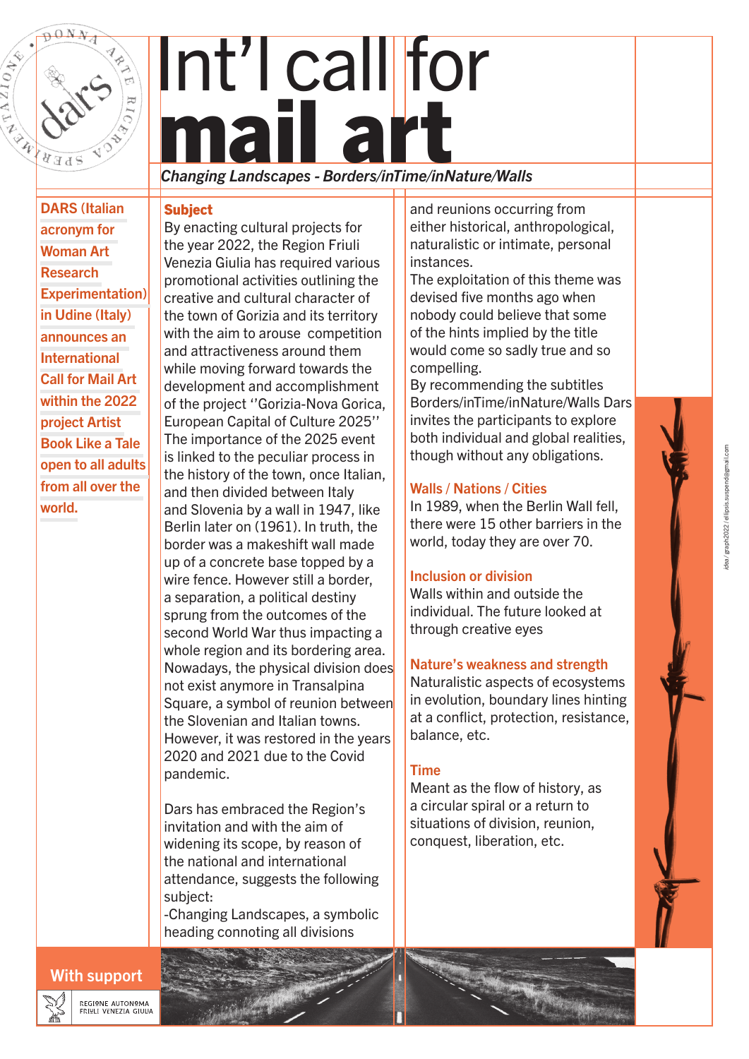# Int'l call for **mail art**

*Changing Landscapes - Borders/inTime/inNature/Walls*

**DARS (Italian acronym for Woman Art Research Experimentation) in Udine (Italy) announces an International Call for Mail Art within the 2022 project Artist Book Like a Tale open to all adults from all over the world.**

## Subject

By enacting cultural projects for the year 2022, the Region Friuli Venezia Giulia has required various promotional activities outlining the creative and cultural character of the town of Gorizia and its territory with the aim to arouse competition and attractiveness around them while moving forward towards the development and accomplishment of the project ''Gorizia-Nova Gorica, European Capital of Culture 2025''

The importance of the 2025 event is linked to the peculiar process in the history of the town, once Italian, and then divided between Italy and Slovenia by a wall in 1947, like Berlin later on (1961). In truth, the border was a makeshift wall made up of a concrete base topped by a wire fence. However still a border, a separation, a political destiny sprung from the outcomes of the second World War thus impacting a whole region and its bordering area. Nowadays, the physical division does not exist anymore in Transalpina Square, a symbol of reunion between the Slovenian and Italian towns. However, it was restored in the years 2020 and 2021 due to the Covid pandemic.

Dars has embraced the Region's invitation and with the aim of widening its scope, by reason of the national and international attendance, suggests the following subject:

-Changing Landscapes, a symbolic heading connoting all divisions and reunions occurring from either historical, anthropological, naturalistic or intimate, personal instances.

The exploitation of this theme was devised five months ago when nobody could believe that some of the hints implied by the title would come so sadly true and so compelling.

By recommending the subtitles Borders/inTime/inNature/Walls Dars invites the participants to explore both individual and global realities, though without any obligations.

### Walls / Nations / Cities

In 1989, when the Berlin Wall fell, there were 15 other barriers in the world, today they are over 70.

### Inclusion or division

Walls within and outside the individual. The future looked at through creative eyes

### Nature's weakness and strength

Naturalistic aspects of ecosystems in evolution, boundary lines hinting at a conflict, protection, resistance, balance, etc.

### Time

Meant as the flow of history, as a circular spiral or a return to situations of division, reunion, conquest, liberation, etc.

**With support**

REGIONE AUTONOMA FRIULI VENEZIA GIULIA

idea / graph2022 / ellipsis.suspend@gmail.com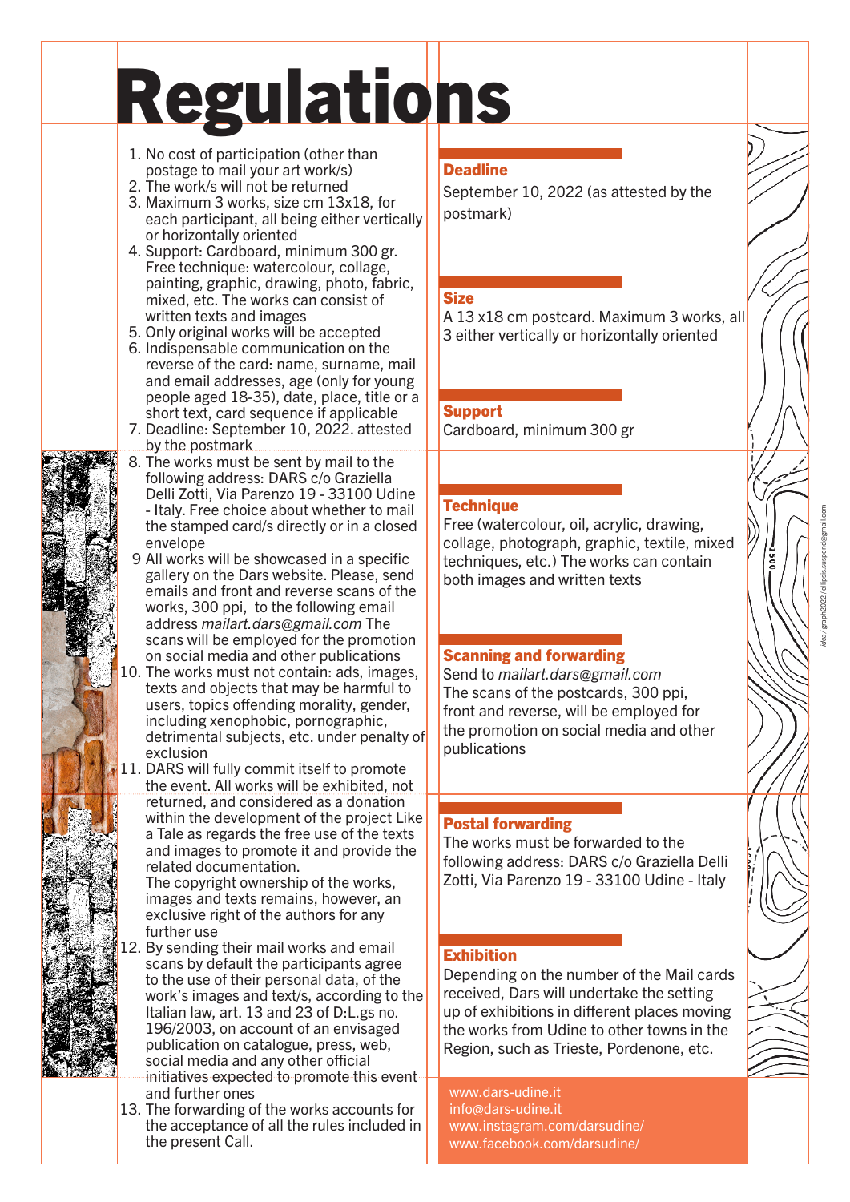# Regulations

1. No cost of participation (other than postage to mail your art work/s)
2. The work/s will not be returned
3. Maximum 3 works, size cm 13x18, for each participant, all being either vertically or horizontally oriented
4. Support: Cardboard, minimum 300 gr. Free technique: watercolour, collage, painting, graphic, drawing, photo, fabric, mixed, etc. The works can consist of written texts and images
5. Only original works will be accepted
6. Indispensable communication on the reverse of the card: name, surname, mail and email addresses, age (only for young people aged 18-35), date, place, title or a short text, card sequence if applicable
7. Deadline: September 10, 2022. attested by the postmark
8. The works must be sent by mail to the following address: DARS c/o Graziella Delli Zotti, Via Parenzo 19 - 33100 Udine - Italy. Free choice about whether to mail the stamped card/s directly or in a closed envelope
9. All works will be showcased in a specific gallery on the Dars website. Please, send emails and front and reverse scans of the works, 300 ppi, to the following email address *mailart.dars@gmail.com* The scans will be employed for the promotion on social media and other publications
10. The works must not contain: ads, images, texts and objects that may be harmful to users, topics offending morality, gender, including xenophobic, pornographic, detrimental subjects, etc. under penalty of exclusion
11. DARS will fully commit itself to promote the event. All works will be exhibited, not returned, and considered as a donation within the development of the project Like a Tale as regards the free use of the texts and images to promote it and provide the related documentation.
    The copyright ownership of the works, images and texts remains, however, an exclusive right of the authors for any further use
12. By sending their mail works and email scans by default the participants agree to the use of their personal data, of the work's images and text/s, according to the Italian law, art. 13 and 23 of D:L.gs no. 196/2003, on account of an envisaged publication on catalogue, press, web, social media and any other official initiatives expected to promote this event and further ones
13. The forwarding of the works accounts for the acceptance of all the rules included in the present Call.

## Deadline

September 10, 2022 (as attested by the postmark)

## Size

A 13 x18 cm postcard. Maximum 3 works, all 3 either vertically or horizontally oriented

## Support

Cardboard, minimum 300 gr

## Technique

Free (watercolour, oil, acrylic, drawing, collage, photograph, graphic, textile, mixed techniques, etc.) The works can contain both images and written texts

## Scanning and forwarding

Send to *mailart.dars@gmail.com*
The scans of the postcards, 300 ppi, front and reverse, will be employed for the promotion on social media and other publications

## Postal forwarding

The works must be forwarded to the following address: DARS c/o Graziella Delli Zotti, Via Parenzo 19 - 33100 Udine - Italy

## Exhibition

Depending on the number of the Mail cards received, Dars will undertake the setting up of exhibitions in different places moving the works from Udine to other towns in the Region, such as Trieste, Pordenone, etc.

www.dars-udine.it
info@dars-udine.it
www.instagram.com/darsudine/
www.facebook.com/darsudine/

*idea / graph2022 / ellipsis.suspend@gmail.com*